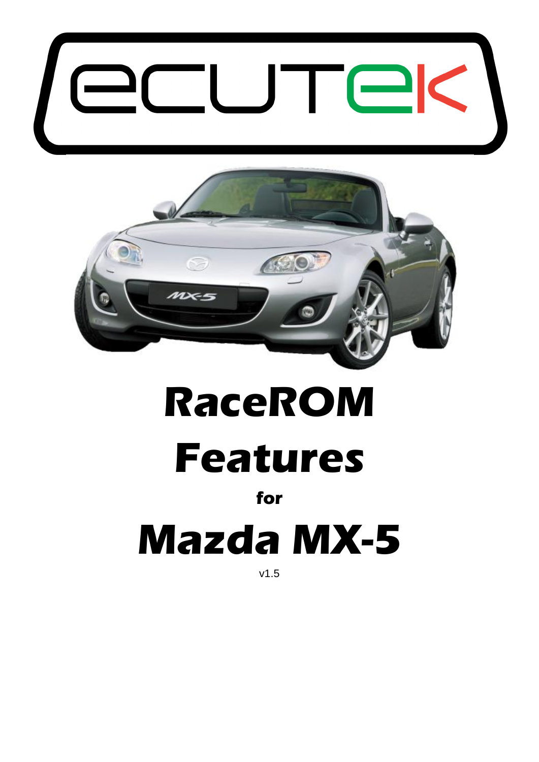# RaceROM Features

for

# Mazda MX-5

v1.5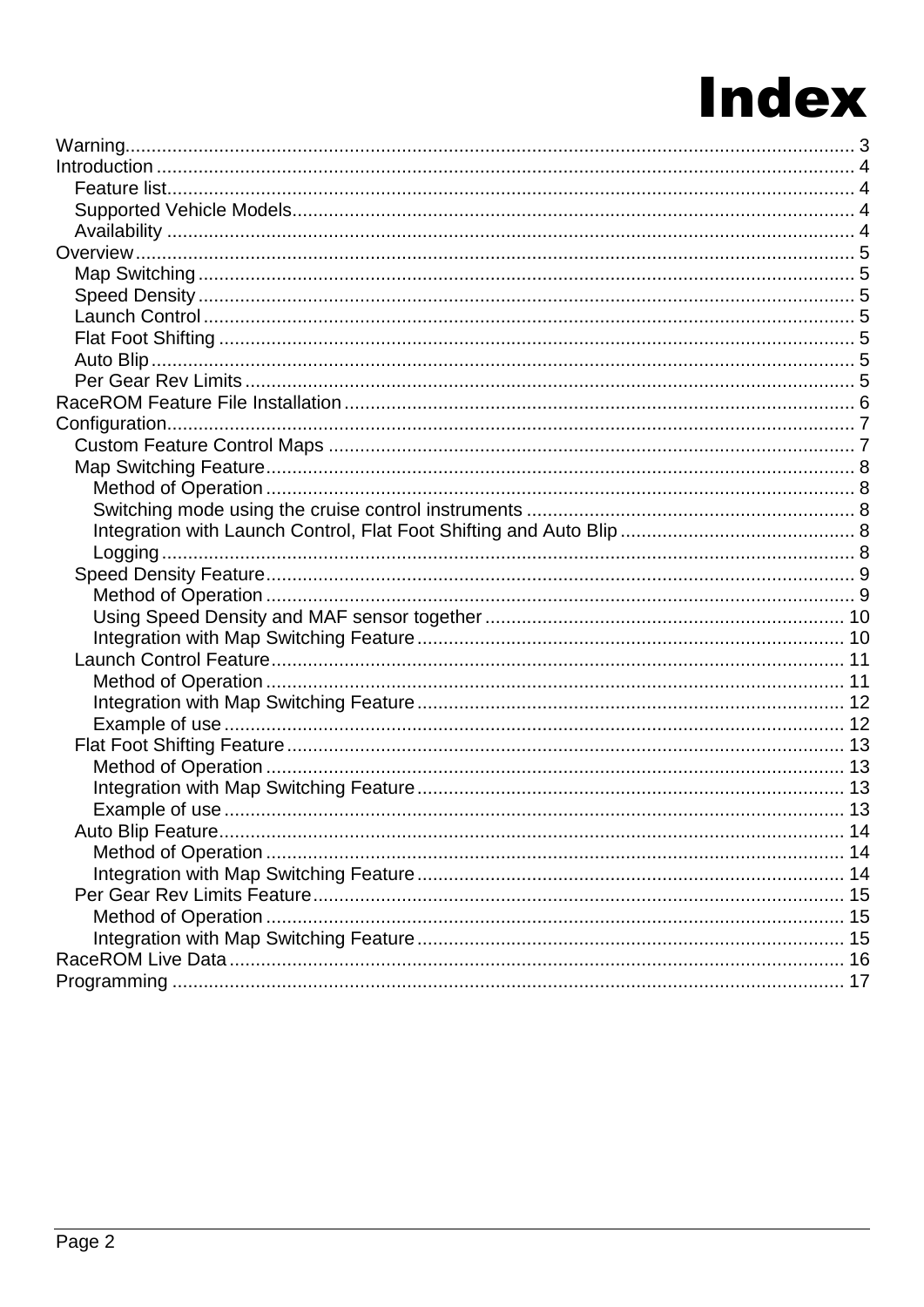# Index

- Warning........................................................................................................................................ 3
- Introduction .................................................................................................................................. 4
  - Feature list................................................................................................................................ 4
  - Supported Vehicle Models.......................................................................................................... 4
  - Availability ................................................................................................................................ 4
- Overview....................................................................................................................................... 5
  - Map Switching ........................................................................................................................... 5
  - Speed Density............................................................................................................................ 5
  - Launch Control ........................................................................................................................... 5
  - Flat Foot Shifting ........................................................................................................................ 5
  - Auto Blip..................................................................................................................................... 5
  - Per Gear Rev Limits ................................................................................................................... 5
- RaceROM Feature File Installation............................................................................................... 6
- Configuration................................................................................................................................. 7
  - Custom Feature Control Maps .................................................................................................... 7
  - Map Switching Feature............................................................................................................... 8
    - Method of Operation ............................................................................................................... 8
    - Switching mode using the cruise control instruments .............................................................. 8
    - Integration with Launch Control, Flat Foot Shifting and Auto Blip ............................................ 8
    - Logging ................................................................................................................................... 8
  - Speed Density Feature............................................................................................................... 9
    - Method of Operation ............................................................................................................... 9
    - Using Speed Density and MAF sensor together .................................................................... 10
    - Integration with Map Switching Feature ................................................................................. 10
  - Launch Control Feature............................................................................................................ 11
    - Method of Operation ............................................................................................................. 11
    - Integration with Map Switching Feature ................................................................................. 12
    - Example of use ...................................................................................................................... 12
  - Flat Foot Shifting Feature .......................................................................................................... 13
    - Method of Operation ............................................................................................................. 13
    - Integration with Map Switching Feature ................................................................................. 13
    - Example of use ...................................................................................................................... 13
  - Auto Blip Feature....................................................................................................................... 14
    - Method of Operation ............................................................................................................. 14
    - Integration with Map Switching Feature ................................................................................. 14
  - Per Gear Rev Limits Feature..................................................................................................... 15
    - Method of Operation ............................................................................................................. 15
    - Integration with Map Switching Feature ................................................................................. 15
- RaceROM Live Data .................................................................................................................... 16
- Programming ............................................................................................................................... 17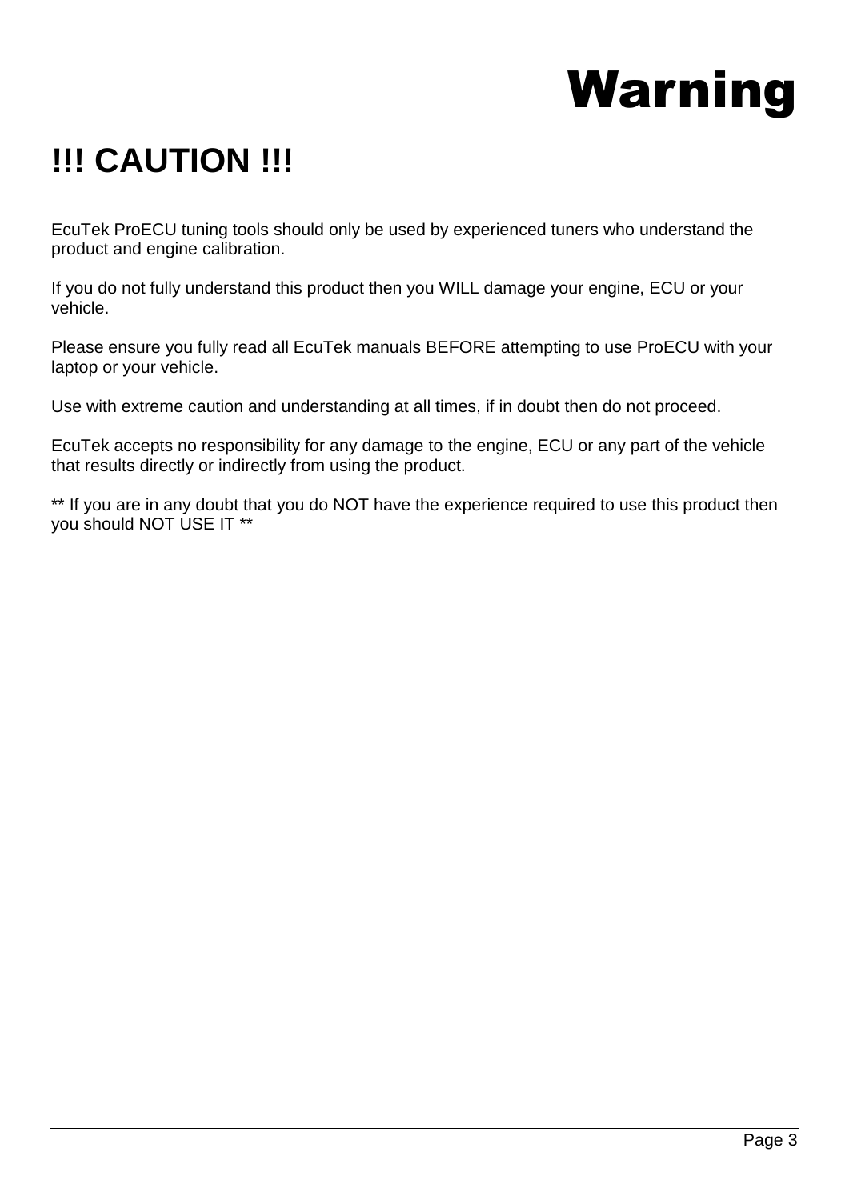# Warning

## !!! CAUTION !!!

EcuTek ProECU tuning tools should only be used by experienced tuners who understand the product and engine calibration.

If you do not fully understand this product then you WILL damage your engine, ECU or your vehicle.

Please ensure you fully read all EcuTek manuals BEFORE attempting to use ProECU with your laptop or your vehicle.

Use with extreme caution and understanding at all times, if in doubt then do not proceed.

EcuTek accepts no responsibility for any damage to the engine, ECU or any part of the vehicle that results directly or indirectly from using the product.

** If you are in any doubt that you do NOT have the experience required to use this product then you should NOT USE IT **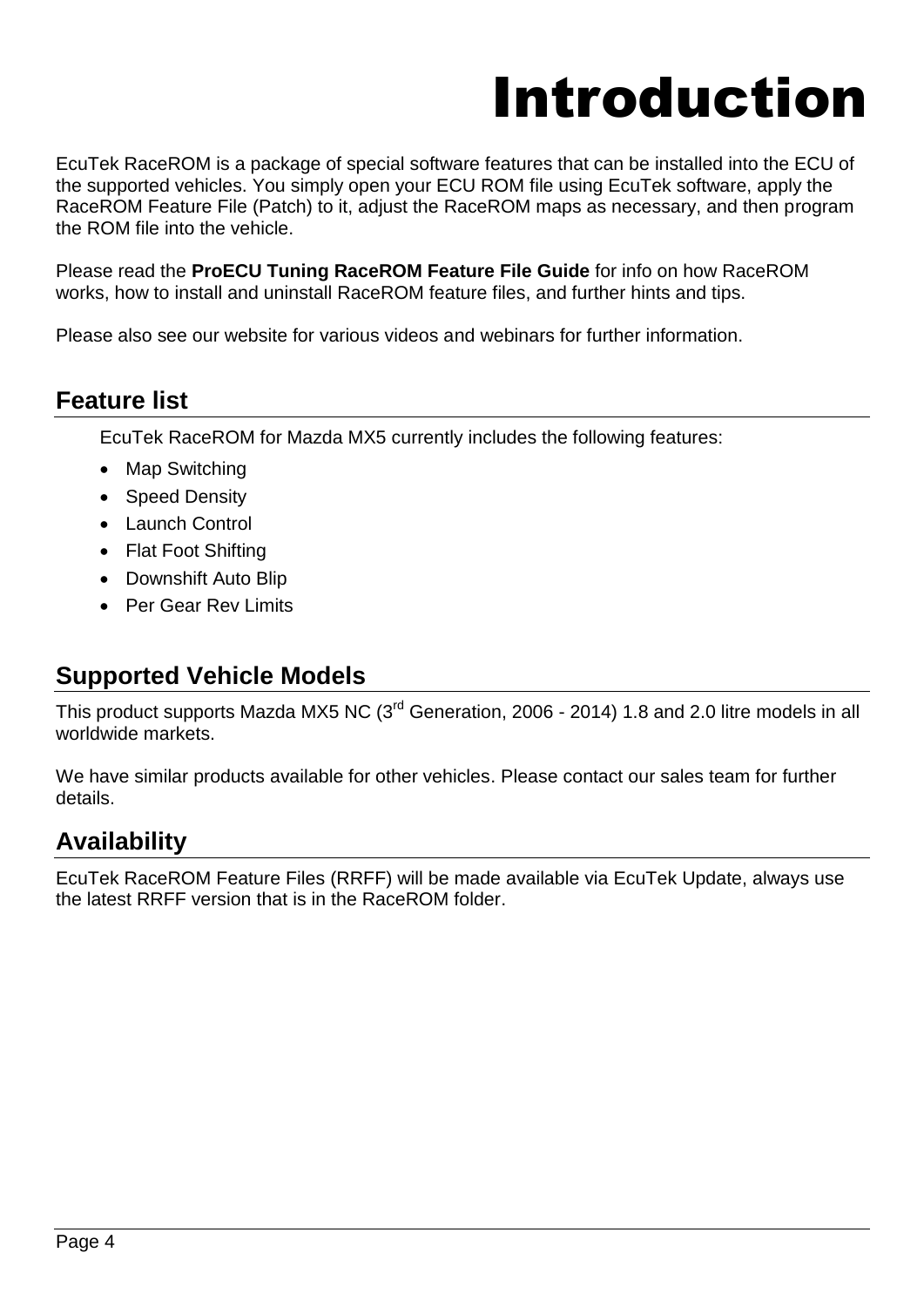# Introduction

EcuTek RaceROM is a package of special software features that can be installed into the ECU of the supported vehicles. You simply open your ECU ROM file using EcuTek software, apply the RaceROM Feature File (Patch) to it, adjust the RaceROM maps as necessary, and then program the ROM file into the vehicle.

Please read the **ProECU Tuning RaceROM Feature File Guide** for info on how RaceROM works, how to install and uninstall RaceROM feature files, and further hints and tips.

Please also see our website for various videos and webinars for further information.

## Feature list

EcuTek RaceROM for Mazda MX5 currently includes the following features:

- Map Switching
- Speed Density
- Launch Control
- Flat Foot Shifting
- Downshift Auto Blip
- Per Gear Rev Limits

## Supported Vehicle Models

This product supports Mazda MX5 NC (3rd Generation, 2006 - 2014) 1.8 and 2.0 litre models in all worldwide markets.

We have similar products available for other vehicles. Please contact our sales team for further details.

## Availability

EcuTek RaceROM Feature Files (RRFF) will be made available via EcuTek Update, always use the latest RRFF version that is in the RaceROM folder.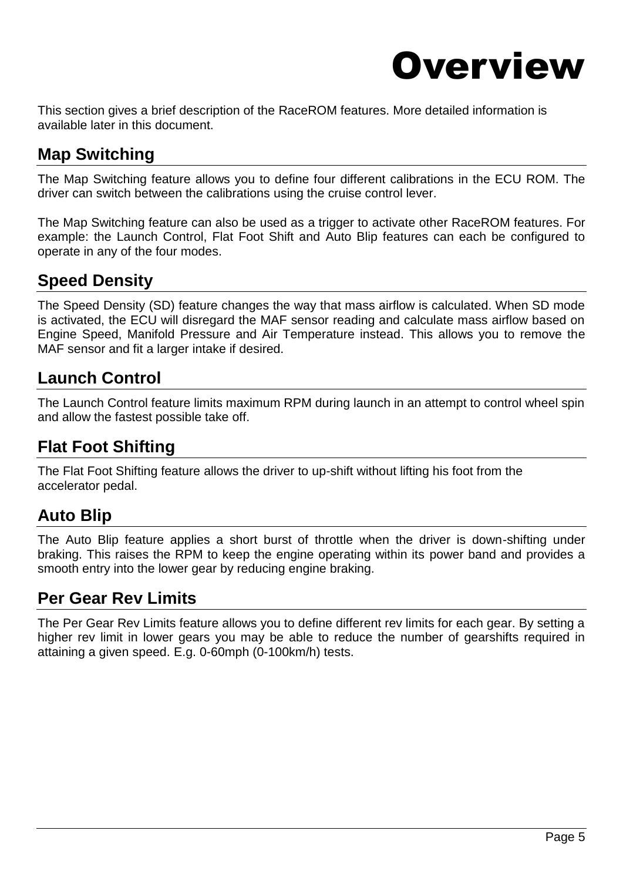# Overview

This section gives a brief description of the RaceROM features. More detailed information is available later in this document.

## Map Switching

The Map Switching feature allows you to define four different calibrations in the ECU ROM. The driver can switch between the calibrations using the cruise control lever.

The Map Switching feature can also be used as a trigger to activate other RaceROM features. For example: the Launch Control, Flat Foot Shift and Auto Blip features can each be configured to operate in any of the four modes.

## Speed Density

The Speed Density (SD) feature changes the way that mass airflow is calculated. When SD mode is activated, the ECU will disregard the MAF sensor reading and calculate mass airflow based on Engine Speed, Manifold Pressure and Air Temperature instead. This allows you to remove the MAF sensor and fit a larger intake if desired.

## Launch Control

The Launch Control feature limits maximum RPM during launch in an attempt to control wheel spin and allow the fastest possible take off.

## Flat Foot Shifting

The Flat Foot Shifting feature allows the driver to up-shift without lifting his foot from the accelerator pedal.

## Auto Blip

The Auto Blip feature applies a short burst of throttle when the driver is down-shifting under braking. This raises the RPM to keep the engine operating within its power band and provides a smooth entry into the lower gear by reducing engine braking.

## Per Gear Rev Limits

The Per Gear Rev Limits feature allows you to define different rev limits for each gear. By setting a higher rev limit in lower gears you may be able to reduce the number of gearshifts required in attaining a given speed. E.g. 0-60mph (0-100km/h) tests.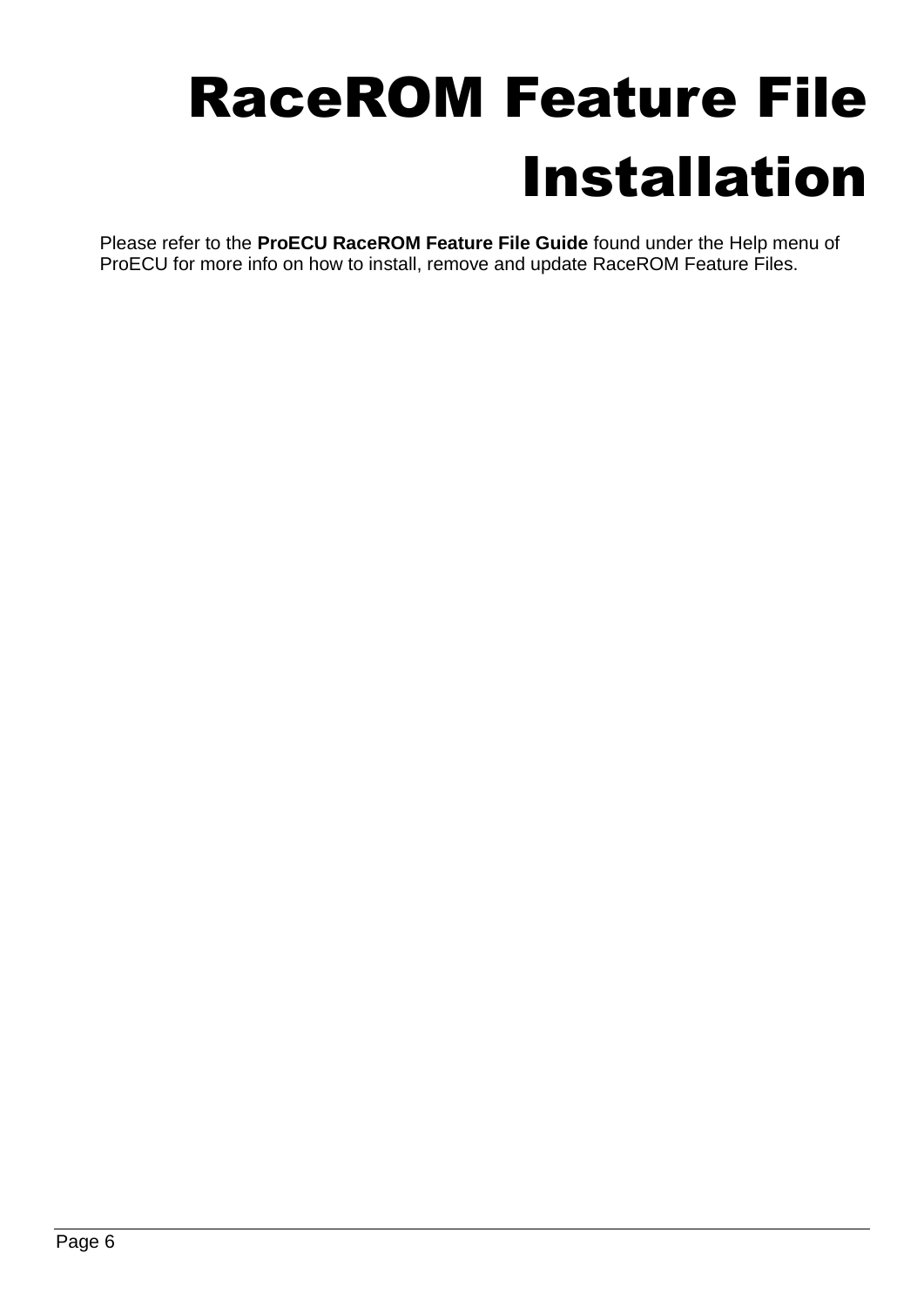# RaceROM Feature File Installation

Please refer to the **ProECU RaceROM Feature File Guide** found under the Help menu of ProECU for more info on how to install, remove and update RaceROM Feature Files.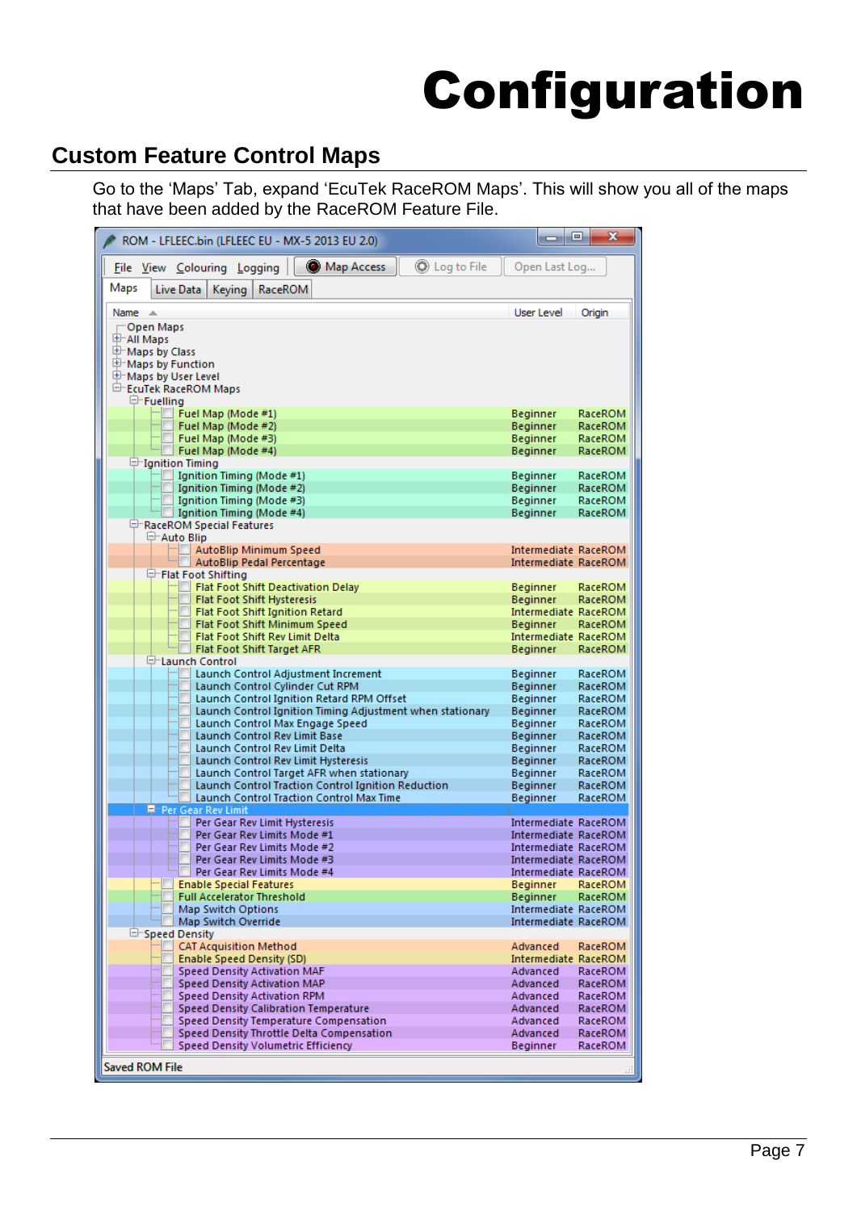# Configuration

## Custom Feature Control Maps

Go to the 'Maps' Tab, expand 'EcuTek RaceROM Maps'. This will show you all of the maps that have been added by the RaceROM Feature File.

ROM - LFLEEC.bin (LFLEEC EU - MX-5 2013 EU 2.0)

File View Colouring Logging | Map Access | Log to File | Open Last Log...

Maps | Live Data | Keying | RaceROM

| Name | User Level | Origin |
|---|---|---|
| Open Maps | | |
| All Maps | | |
| Maps by Class | | |
| Maps by Function | | |
| Maps by User Level | | |
| EcuTek RaceROM Maps | | |
| Fuelling | | |
| Fuel Map (Mode #1) | Beginner | RaceROM |
| Fuel Map (Mode #2) | Beginner | RaceROM |
| Fuel Map (Mode #3) | Beginner | RaceROM |
| Fuel Map (Mode #4) | Beginner | RaceROM |
| Ignition Timing | | |
| Ignition Timing (Mode #1) | Beginner | RaceROM |
| Ignition Timing (Mode #2) | Beginner | RaceROM |
| Ignition Timing (Mode #3) | Beginner | RaceROM |
| Ignition Timing (Mode #4) | Beginner | RaceROM |
| RaceROM Special Features | | |
| Auto Blip | | |
| AutoBlip Minimum Speed | Intermediate | RaceROM |
| AutoBlip Pedal Percentage | Intermediate | RaceROM |
| Flat Foot Shifting | | |
| Flat Foot Shift Deactivation Delay | Beginner | RaceROM |
| Flat Foot Shift Hysteresis | Beginner | RaceROM |
| Flat Foot Shift Ignition Retard | Intermediate | RaceROM |
| Flat Foot Shift Minimum Speed | Beginner | RaceROM |
| Flat Foot Shift Rev Limit Delta | Intermediate | RaceROM |
| Flat Foot Shift Target AFR | Beginner | RaceROM |
| Launch Control | | |
| Launch Control Adjustment Increment | Beginner | RaceROM |
| Launch Control Cylinder Cut RPM | Beginner | RaceROM |
| Launch Control Ignition Retard RPM Offset | Beginner | RaceROM |
| Launch Control Ignition Timing Adjustment when stationary | Beginner | RaceROM |
| Launch Control Max Engage Speed | Beginner | RaceROM |
| Launch Control Rev Limit Base | Beginner | RaceROM |
| Launch Control Rev Limit Delta | Beginner | RaceROM |
| Launch Control Rev Limit Hysteresis | Beginner | RaceROM |
| Launch Control Target AFR when stationary | Beginner | RaceROM |
| Launch Control Traction Control Ignition Reduction | Beginner | RaceROM |
| Launch Control Traction Control Max Time | Beginner | RaceROM |
| Per Gear Rev Limit | | |
| Per Gear Rev Limit Hysteresis | Intermediate | RaceROM |
| Per Gear Rev Limits Mode #1 | Intermediate | RaceROM |
| Per Gear Rev Limits Mode #2 | Intermediate | RaceROM |
| Per Gear Rev Limits Mode #3 | Intermediate | RaceROM |
| Per Gear Rev Limits Mode #4 | Intermediate | RaceROM |
| Enable Special Features | Beginner | RaceROM |
| Full Accelerator Threshold | Beginner | RaceROM |
| Map Switch Options | Intermediate | RaceROM |
| Map Switch Override | Intermediate | RaceROM |
| Speed Density | | |
| CAT Acquisition Method | Advanced | RaceROM |
| Enable Speed Density (SD) | Intermediate | RaceROM |
| Speed Density Activation MAF | Advanced | RaceROM |
| Speed Density Activation MAP | Advanced | RaceROM |
| Speed Density Activation RPM | Advanced | RaceROM |
| Speed Density Calibration Temperature | Advanced | RaceROM |
| Speed Density Temperature Compensation | Advanced | RaceROM |
| Speed Density Throttle Delta Compensation | Advanced | RaceROM |
| Speed Density Volumetric Efficiency | Beginner | RaceROM |

Saved ROM File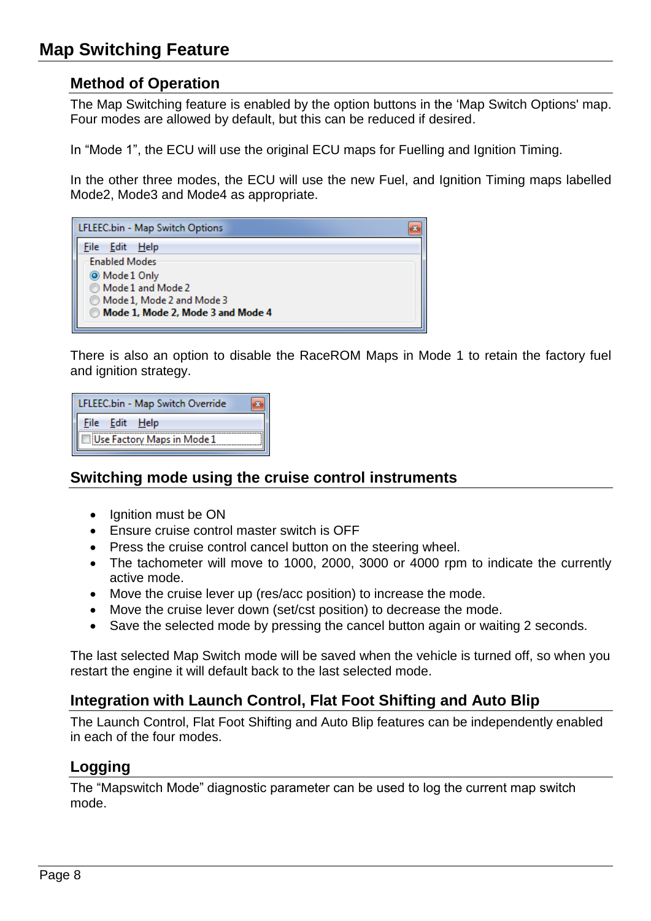# Map Switching Feature

## Method of Operation

The Map Switching feature is enabled by the option buttons in the ‘Map Switch Options' map. Four modes are allowed by default, but this can be reduced if desired.

In “Mode 1”, the ECU will use the original ECU maps for Fuelling and Ignition Timing.

In the other three modes, the ECU will use the new Fuel, and Ignition Timing maps labelled Mode2, Mode3 and Mode4 as appropriate.

LFLEEC.bin - Map Switch Options

File Edit Help

Enabled Modes

- (•) Mode 1 Only
- ( ) Mode 1 and Mode 2
- ( ) Mode 1, Mode 2 and Mode 3
- ( ) **Mode 1, Mode 2, Mode 3 and Mode 4**

There is also an option to disable the RaceROM Maps in Mode 1 to retain the factory fuel and ignition strategy.

LFLEEC.bin - Map Switch Override

File Edit Help

- [ ] Use Factory Maps in Mode 1

## Switching mode using the cruise control instruments

- Ignition must be ON
- Ensure cruise control master switch is OFF
- Press the cruise control cancel button on the steering wheel.
- The tachometer will move to 1000, 2000, 3000 or 4000 rpm to indicate the currently active mode.
- Move the cruise lever up (res/acc position) to increase the mode.
- Move the cruise lever down (set/cst position) to decrease the mode.
- Save the selected mode by pressing the cancel button again or waiting 2 seconds.

The last selected Map Switch mode will be saved when the vehicle is turned off, so when you restart the engine it will default back to the last selected mode.

## Integration with Launch Control, Flat Foot Shifting and Auto Blip

The Launch Control, Flat Foot Shifting and Auto Blip features can be independently enabled in each of the four modes.

## Logging

The “Mapswitch Mode” diagnostic parameter can be used to log the current map switch mode.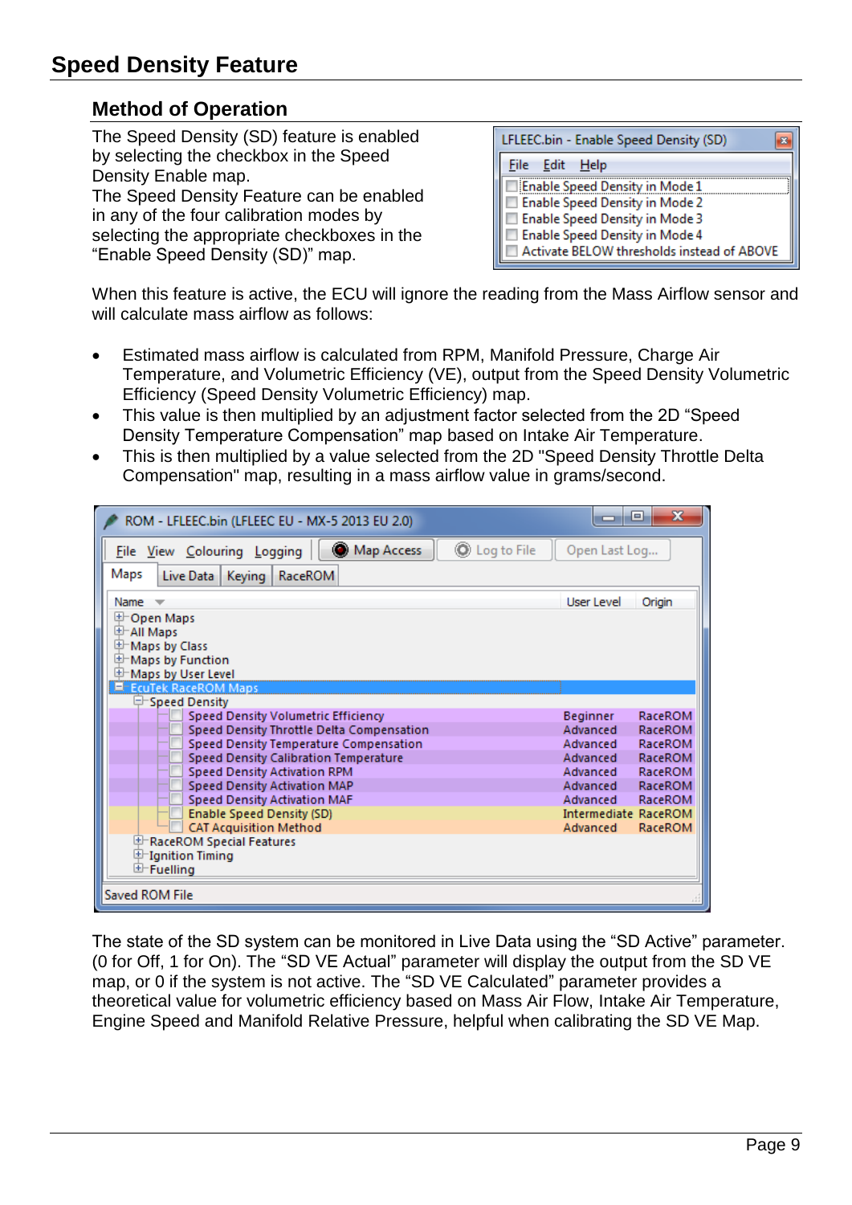# Speed Density Feature

## Method of Operation

The Speed Density (SD) feature is enabled by selecting the checkbox in the Speed Density Enable map.
The Speed Density Feature can be enabled in any of the four calibration modes by selecting the appropriate checkboxes in the "Enable Speed Density (SD)" map.

When this feature is active, the ECU will ignore the reading from the Mass Airflow sensor and will calculate mass airflow as follows:

- Estimated mass airflow is calculated from RPM, Manifold Pressure, Charge Air Temperature, and Volumetric Efficiency (VE), output from the Speed Density Volumetric Efficiency (Speed Density Volumetric Efficiency) map.
- This value is then multiplied by an adjustment factor selected from the 2D "Speed Density Temperature Compensation" map based on Intake Air Temperature.
- This is then multiplied by a value selected from the 2D "Speed Density Throttle Delta Compensation" map, resulting in a mass airflow value in grams/second.

The state of the SD system can be monitored in Live Data using the "SD Active" parameter. (0 for Off, 1 for On). The "SD VE Actual" parameter will display the output from the SD VE map, or 0 if the system is not active. The "SD VE Calculated" parameter provides a theoretical value for volumetric efficiency based on Mass Air Flow, Intake Air Temperature, Engine Speed and Manifold Relative Pressure, helpful when calibrating the SD VE Map.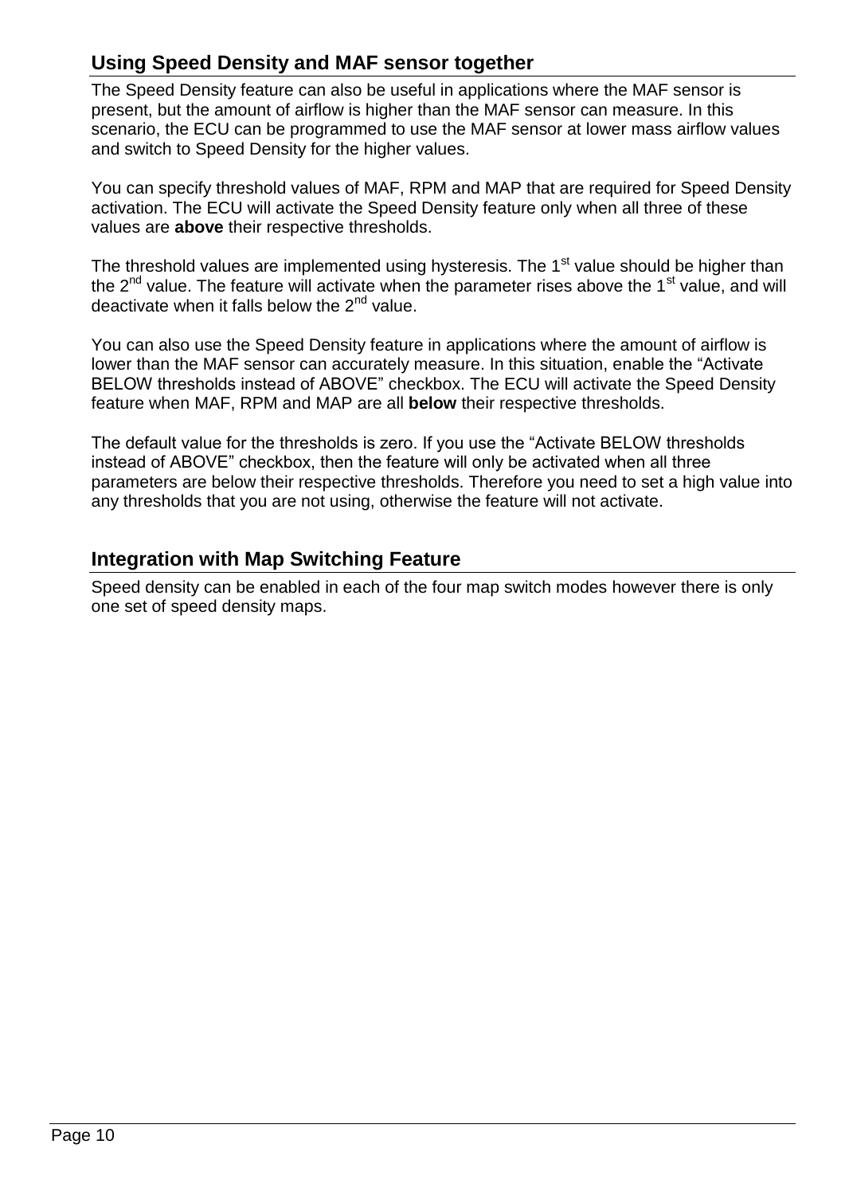## Using Speed Density and MAF sensor together

The Speed Density feature can also be useful in applications where the MAF sensor is present, but the amount of airflow is higher than the MAF sensor can measure. In this scenario, the ECU can be programmed to use the MAF sensor at lower mass airflow values and switch to Speed Density for the higher values.

You can specify threshold values of MAF, RPM and MAP that are required for Speed Density activation. The ECU will activate the Speed Density feature only when all three of these values are **above** their respective thresholds.

The threshold values are implemented using hysteresis. The 1st value should be higher than the 2nd value. The feature will activate when the parameter rises above the 1st value, and will deactivate when it falls below the 2nd value.

You can also use the Speed Density feature in applications where the amount of airflow is lower than the MAF sensor can accurately measure. In this situation, enable the “Activate BELOW thresholds instead of ABOVE” checkbox. The ECU will activate the Speed Density feature when MAF, RPM and MAP are all **below** their respective thresholds.

The default value for the thresholds is zero. If you use the “Activate BELOW thresholds instead of ABOVE” checkbox, then the feature will only be activated when all three parameters are below their respective thresholds. Therefore you need to set a high value into any thresholds that you are not using, otherwise the feature will not activate.

## Integration with Map Switching Feature

Speed density can be enabled in each of the four map switch modes however there is only one set of speed density maps.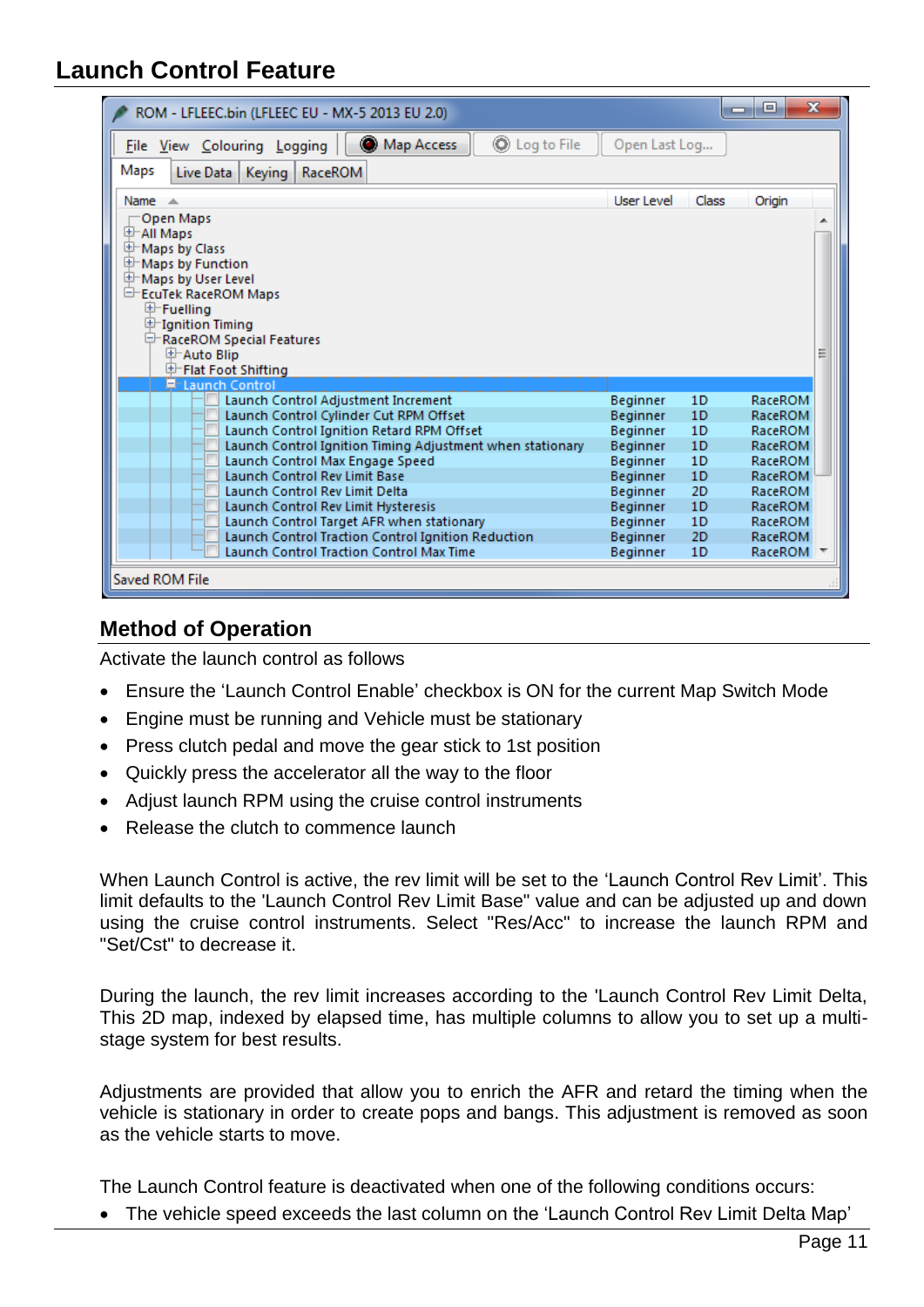# Launch Control Feature

ROM - LFLEEC.bin (LFLEEC EU - MX-5 2013 EU 2.0)

| Name | User Level | Class | Origin |
|---|---|---|---|
| Launch Control Adjustment Increment | Beginner | 1D | RaceROM |
| Launch Control Cylinder Cut RPM Offset | Beginner | 1D | RaceROM |
| Launch Control Ignition Retard RPM Offset | Beginner | 1D | RaceROM |
| Launch Control Ignition Timing Adjustment when stationary | Beginner | 1D | RaceROM |
| Launch Control Max Engage Speed | Beginner | 1D | RaceROM |
| Launch Control Rev Limit Base | Beginner | 1D | RaceROM |
| Launch Control Rev Limit Delta | Beginner | 2D | RaceROM |
| Launch Control Rev Limit Hysteresis | Beginner | 1D | RaceROM |
| Launch Control Target AFR when stationary | Beginner | 1D | RaceROM |
| Launch Control Traction Control Ignition Reduction | Beginner | 2D | RaceROM |
| Launch Control Traction Control Max Time | Beginner | 1D | RaceROM |

## Method of Operation

Activate the launch control as follows

- Ensure the 'Launch Control Enable' checkbox is ON for the current Map Switch Mode
- Engine must be running and Vehicle must be stationary
- Press clutch pedal and move the gear stick to 1st position
- Quickly press the accelerator all the way to the floor
- Adjust launch RPM using the cruise control instruments
- Release the clutch to commence launch

When Launch Control is active, the rev limit will be set to the 'Launch Control Rev Limit'. This limit defaults to the 'Launch Control Rev Limit Base" value and can be adjusted up and down using the cruise control instruments. Select "Res/Acc" to increase the launch RPM and "Set/Cst" to decrease it.

During the launch, the rev limit increases according to the 'Launch Control Rev Limit Delta, This 2D map, indexed by elapsed time, has multiple columns to allow you to set up a multi-stage system for best results.

Adjustments are provided that allow you to enrich the AFR and retard the timing when the vehicle is stationary in order to create pops and bangs. This adjustment is removed as soon as the vehicle starts to move.

The Launch Control feature is deactivated when one of the following conditions occurs:

- The vehicle speed exceeds the last column on the 'Launch Control Rev Limit Delta Map'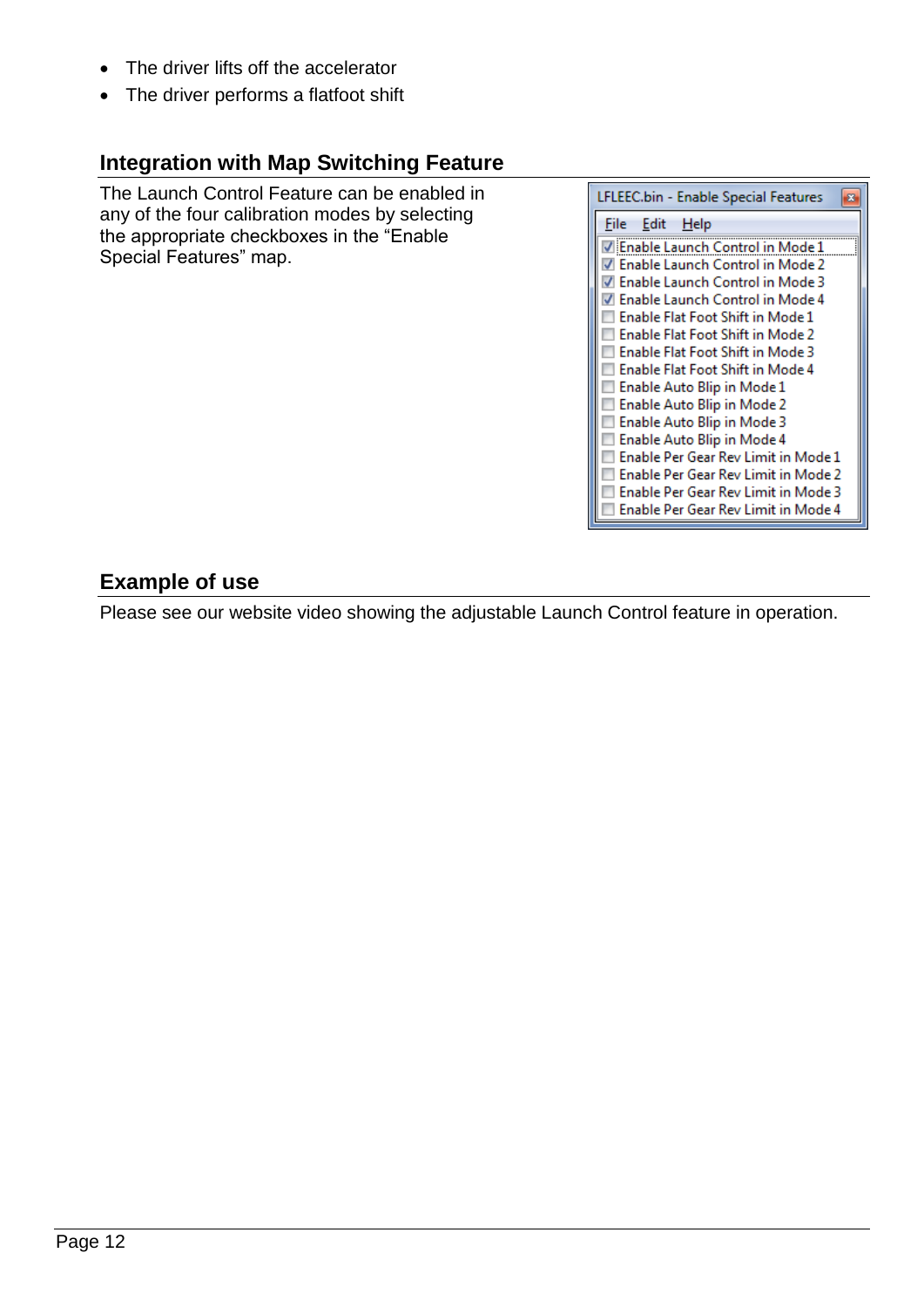- The driver lifts off the accelerator
- The driver performs a flatfoot shift

## Integration with Map Switching Feature

The Launch Control Feature can be enabled in any of the four calibration modes by selecting the appropriate checkboxes in the "Enable Special Features" map.

LFLEEC.bin - Enable Special Features

File Edit Help

- [x] Enable Launch Control in Mode 1
- [x] Enable Launch Control in Mode 2
- [x] Enable Launch Control in Mode 3
- [x] Enable Launch Control in Mode 4
- [ ] Enable Flat Foot Shift in Mode 1
- [ ] Enable Flat Foot Shift in Mode 2
- [ ] Enable Flat Foot Shift in Mode 3
- [ ] Enable Flat Foot Shift in Mode 4
- [ ] Enable Auto Blip in Mode 1
- [ ] Enable Auto Blip in Mode 2
- [ ] Enable Auto Blip in Mode 3
- [ ] Enable Auto Blip in Mode 4
- [ ] Enable Per Gear Rev Limit in Mode 1
- [ ] Enable Per Gear Rev Limit in Mode 2
- [ ] Enable Per Gear Rev Limit in Mode 3
- [ ] Enable Per Gear Rev Limit in Mode 4

## Example of use

Please see our website video showing the adjustable Launch Control feature in operation.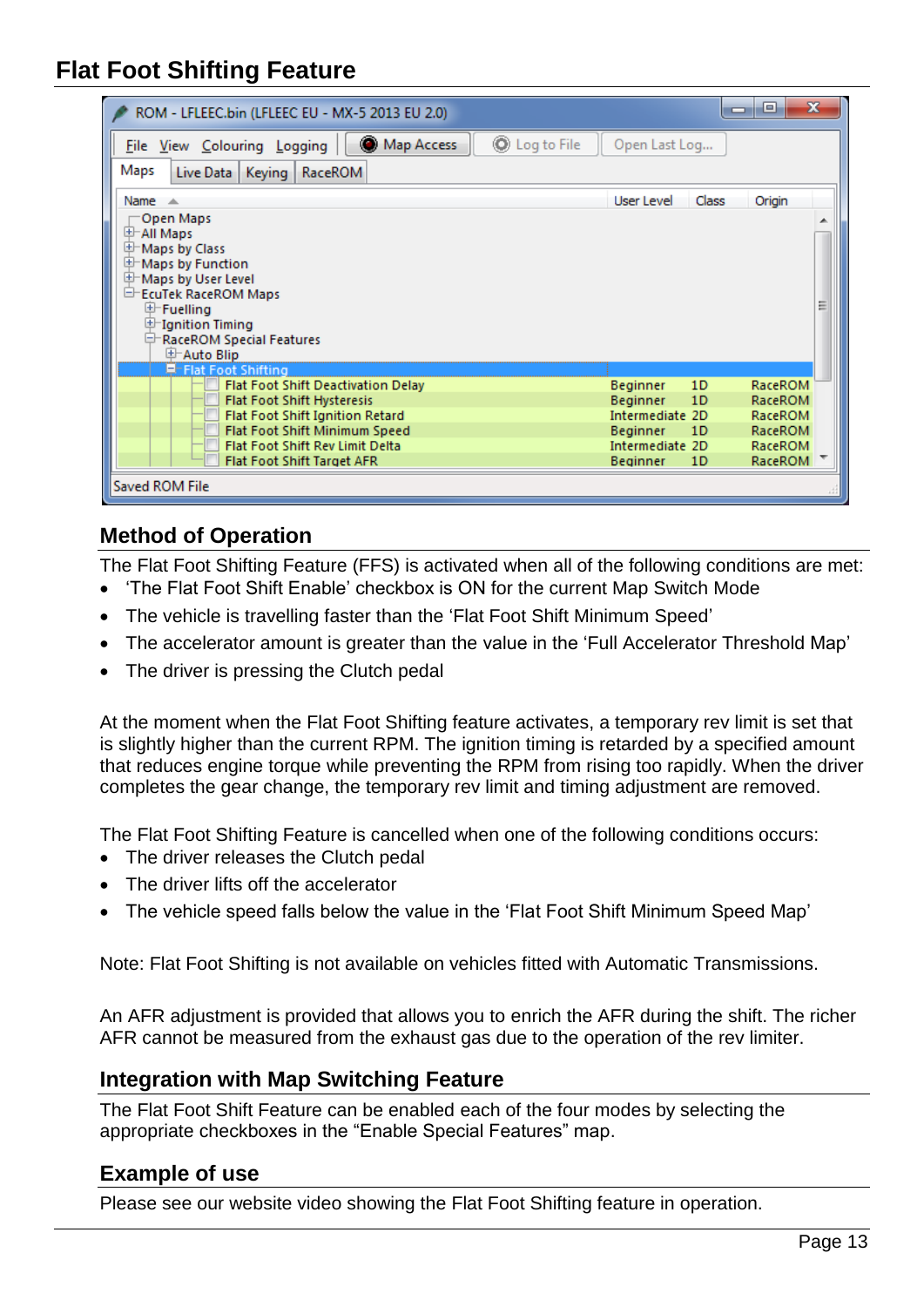# Flat Foot Shifting Feature

## Method of Operation

The Flat Foot Shifting Feature (FFS) is activated when all of the following conditions are met:

- 'The Flat Foot Shift Enable' checkbox is ON for the current Map Switch Mode
- The vehicle is travelling faster than the 'Flat Foot Shift Minimum Speed'
- The accelerator amount is greater than the value in the 'Full Accelerator Threshold Map'
- The driver is pressing the Clutch pedal

At the moment when the Flat Foot Shifting feature activates, a temporary rev limit is set that is slightly higher than the current RPM. The ignition timing is retarded by a specified amount that reduces engine torque while preventing the RPM from rising too rapidly. When the driver completes the gear change, the temporary rev limit and timing adjustment are removed.

The Flat Foot Shifting Feature is cancelled when one of the following conditions occurs:

- The driver releases the Clutch pedal
- The driver lifts off the accelerator
- The vehicle speed falls below the value in the 'Flat Foot Shift Minimum Speed Map'

Note: Flat Foot Shifting is not available on vehicles fitted with Automatic Transmissions.

An AFR adjustment is provided that allows you to enrich the AFR during the shift. The richer AFR cannot be measured from the exhaust gas due to the operation of the rev limiter.

## Integration with Map Switching Feature

The Flat Foot Shift Feature can be enabled each of the four modes by selecting the appropriate checkboxes in the "Enable Special Features" map.

## Example of use

Please see our website video showing the Flat Foot Shifting feature in operation.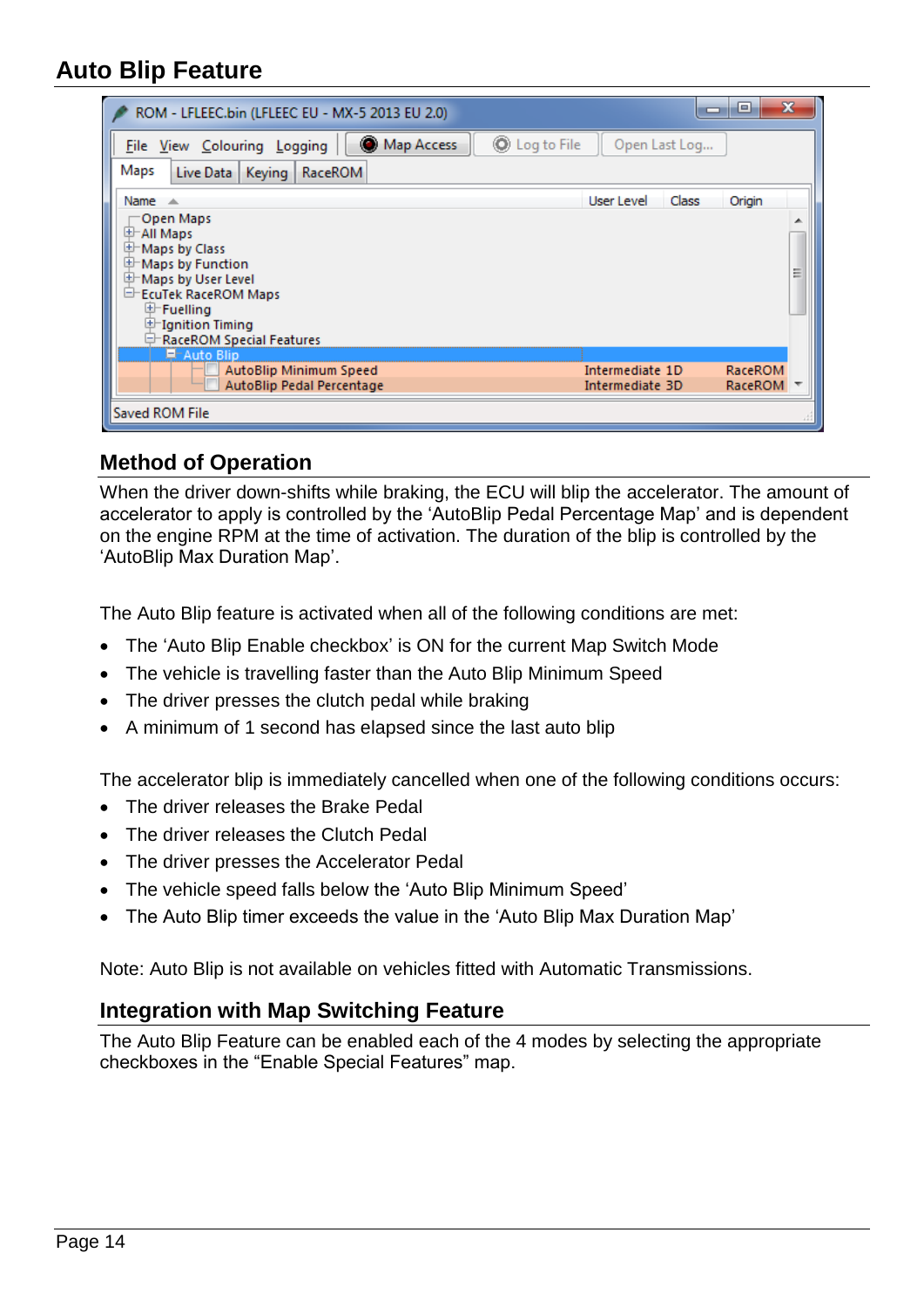# Auto Blip Feature

## Method of Operation

When the driver down-shifts while braking, the ECU will blip the accelerator. The amount of accelerator to apply is controlled by the 'AutoBlip Pedal Percentage Map' and is dependent on the engine RPM at the time of activation. The duration of the blip is controlled by the 'AutoBlip Max Duration Map'.

The Auto Blip feature is activated when all of the following conditions are met:

- The 'Auto Blip Enable checkbox' is ON for the current Map Switch Mode
- The vehicle is travelling faster than the Auto Blip Minimum Speed
- The driver presses the clutch pedal while braking
- A minimum of 1 second has elapsed since the last auto blip

The accelerator blip is immediately cancelled when one of the following conditions occurs:

- The driver releases the Brake Pedal
- The driver releases the Clutch Pedal
- The driver presses the Accelerator Pedal
- The vehicle speed falls below the 'Auto Blip Minimum Speed'
- The Auto Blip timer exceeds the value in the 'Auto Blip Max Duration Map'

Note: Auto Blip is not available on vehicles fitted with Automatic Transmissions.

## Integration with Map Switching Feature

The Auto Blip Feature can be enabled each of the 4 modes by selecting the appropriate checkboxes in the "Enable Special Features" map.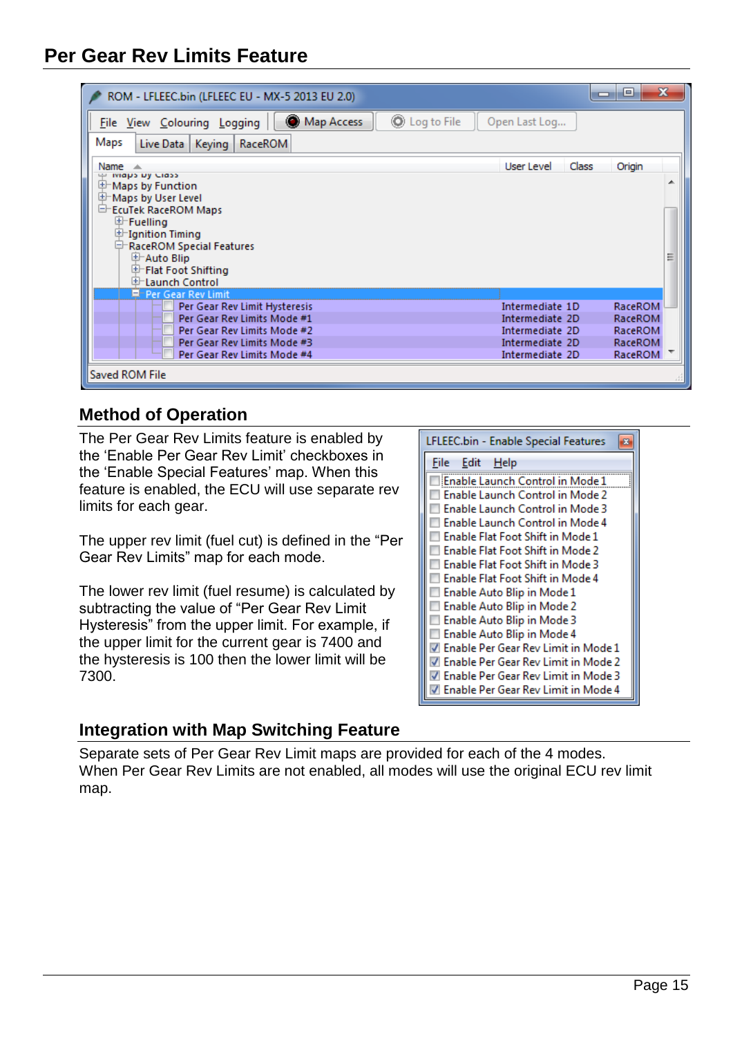## Per Gear Rev Limits Feature

### Method of Operation

The Per Gear Rev Limits feature is enabled by the 'Enable Per Gear Rev Limit' checkboxes in the 'Enable Special Features' map. When this feature is enabled, the ECU will use separate rev limits for each gear.

The upper rev limit (fuel cut) is defined in the "Per Gear Rev Limits" map for each mode.

The lower rev limit (fuel resume) is calculated by subtracting the value of "Per Gear Rev Limit Hysteresis" from the upper limit. For example, if the upper limit for the current gear is 7400 and the hysteresis is 100 then the lower limit will be 7300.

### Integration with Map Switching Feature

Separate sets of Per Gear Rev Limit maps are provided for each of the 4 modes. When Per Gear Rev Limits are not enabled, all modes will use the original ECU rev limit map.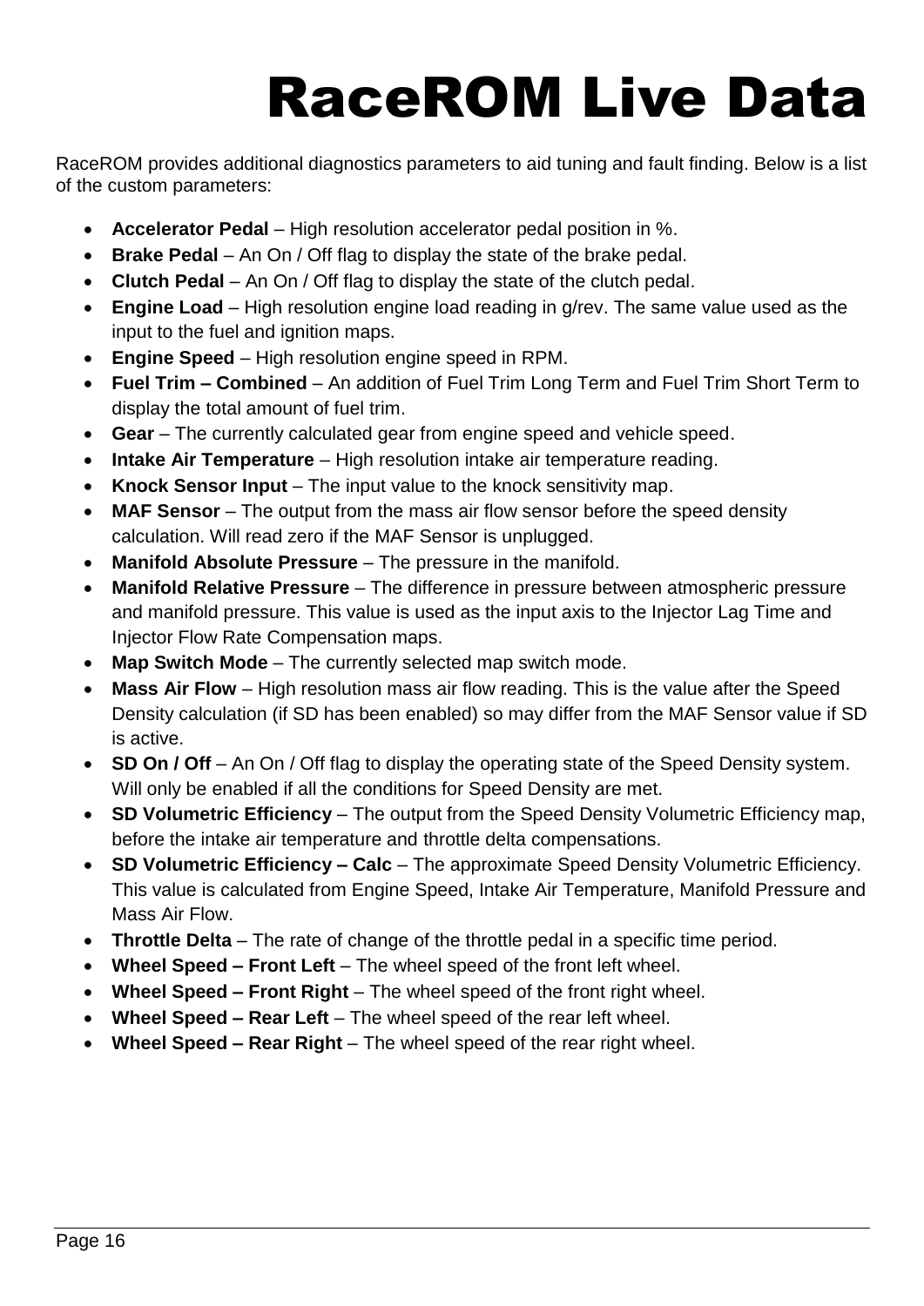# RaceROM Live Data

RaceROM provides additional diagnostics parameters to aid tuning and fault finding. Below is a list of the custom parameters:

- **Accelerator Pedal** – High resolution accelerator pedal position in %.
- **Brake Pedal** – An On / Off flag to display the state of the brake pedal.
- **Clutch Pedal** – An On / Off flag to display the state of the clutch pedal.
- **Engine Load** – High resolution engine load reading in g/rev. The same value used as the input to the fuel and ignition maps.
- **Engine Speed** – High resolution engine speed in RPM.
- **Fuel Trim – Combined** – An addition of Fuel Trim Long Term and Fuel Trim Short Term to display the total amount of fuel trim.
- **Gear** – The currently calculated gear from engine speed and vehicle speed.
- **Intake Air Temperature** – High resolution intake air temperature reading.
- **Knock Sensor Input** – The input value to the knock sensitivity map.
- **MAF Sensor** – The output from the mass air flow sensor before the speed density calculation. Will read zero if the MAF Sensor is unplugged.
- **Manifold Absolute Pressure** – The pressure in the manifold.
- **Manifold Relative Pressure** – The difference in pressure between atmospheric pressure and manifold pressure. This value is used as the input axis to the Injector Lag Time and Injector Flow Rate Compensation maps.
- **Map Switch Mode** – The currently selected map switch mode.
- **Mass Air Flow** – High resolution mass air flow reading. This is the value after the Speed Density calculation (if SD has been enabled) so may differ from the MAF Sensor value if SD is active.
- **SD On / Off** – An On / Off flag to display the operating state of the Speed Density system. Will only be enabled if all the conditions for Speed Density are met.
- **SD Volumetric Efficiency** – The output from the Speed Density Volumetric Efficiency map, before the intake air temperature and throttle delta compensations.
- **SD Volumetric Efficiency – Calc** – The approximate Speed Density Volumetric Efficiency. This value is calculated from Engine Speed, Intake Air Temperature, Manifold Pressure and Mass Air Flow.
- **Throttle Delta** – The rate of change of the throttle pedal in a specific time period.
- **Wheel Speed – Front Left** – The wheel speed of the front left wheel.
- **Wheel Speed – Front Right** – The wheel speed of the front right wheel.
- **Wheel Speed – Rear Left** – The wheel speed of the rear left wheel.
- **Wheel Speed – Rear Right** – The wheel speed of the rear right wheel.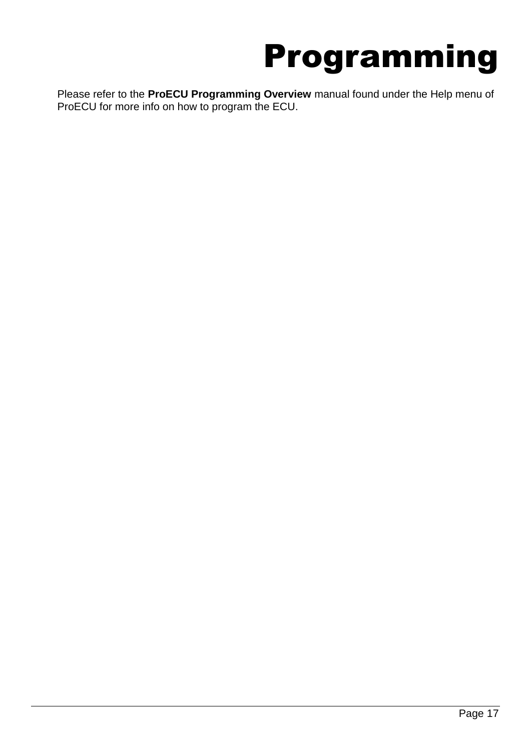# Programming

Please refer to the **ProECU Programming Overview** manual found under the Help menu of ProECU for more info on how to program the ECU.